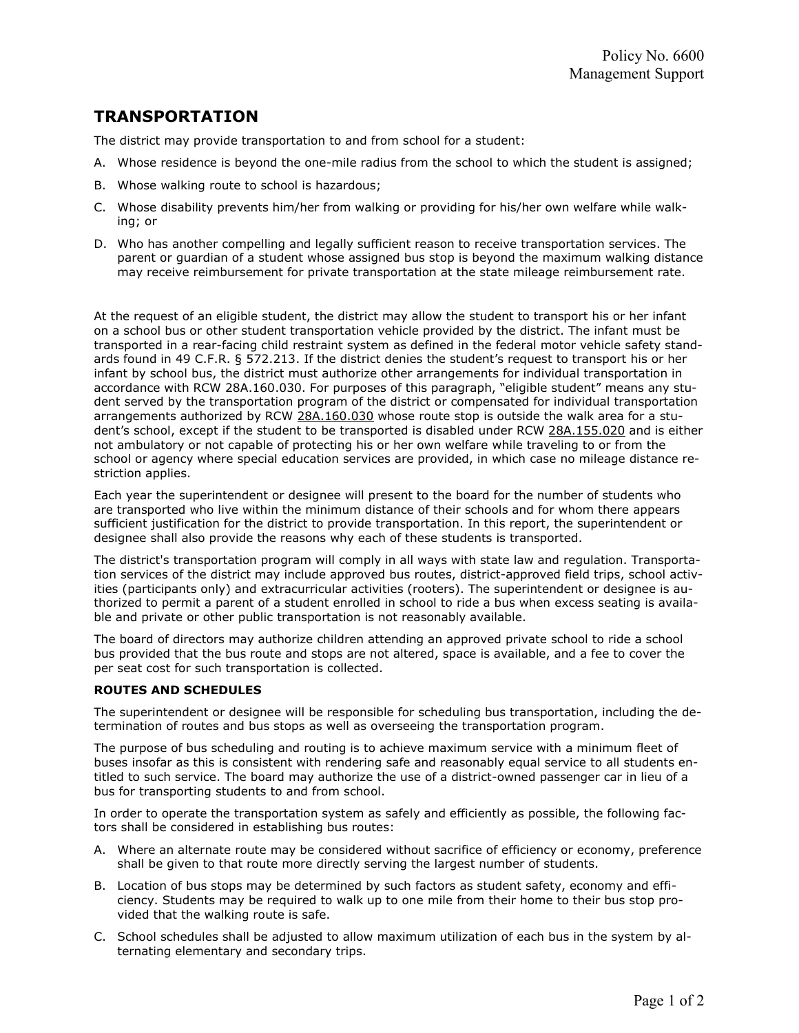# TRANSPORTATION

The district may provide transportation to and from school for a student:

A. Whose residence is beyond the one-mile radius from the school to which the student is assigned;

B. Whose walking route to school is hazardous;

C. Whose disability prevents him/her from walking or providing for his/her own welfare while walking; or

D. Who has another compelling and legally sufficient reason to receive transportation services. The parent or guardian of a student whose assigned bus stop is beyond the maximum walking distance may receive reimbursement for private transportation at the state mileage reimbursement rate.

At the request of an eligible student, the district may allow the student to transport his or her infant on a school bus or other student transportation vehicle provided by the district. The infant must be transported in a rear-facing child restraint system as defined in the federal motor vehicle safety standards found in 49 C.F.R. § 572.213. If the district denies the student's request to transport his or her infant by school bus, the district must authorize other arrangements for individual transportation in accordance with RCW 28A.160.030. For purposes of this paragraph, "eligible student" means any student served by the transportation program of the district or compensated for individual transportation arrangements authorized by RCW 28A.160.030 whose route stop is outside the walk area for a student's school, except if the student to be transported is disabled under RCW 28A.155.020 and is either not ambulatory or not capable of protecting his or her own welfare while traveling to or from the school or agency where special education services are provided, in which case no mileage distance restriction applies.

Each year the superintendent or designee will present to the board for the number of students who are transported who live within the minimum distance of their schools and for whom there appears sufficient justification for the district to provide transportation. In this report, the superintendent or designee shall also provide the reasons why each of these students is transported.

The district's transportation program will comply in all ways with state law and regulation. Transportation services of the district may include approved bus routes, district-approved field trips, school activities (participants only) and extracurricular activities (rooters). The superintendent or designee is authorized to permit a parent of a student enrolled in school to ride a bus when excess seating is available and private or other public transportation is not reasonably available.

The board of directors may authorize children attending an approved private school to ride a school bus provided that the bus route and stops are not altered, space is available, and a fee to cover the per seat cost for such transportation is collected.

### ROUTES AND SCHEDULES

The superintendent or designee will be responsible for scheduling bus transportation, including the determination of routes and bus stops as well as overseeing the transportation program.

The purpose of bus scheduling and routing is to achieve maximum service with a minimum fleet of buses insofar as this is consistent with rendering safe and reasonably equal service to all students entitled to such service. The board may authorize the use of a district-owned passenger car in lieu of a bus for transporting students to and from school.

In order to operate the transportation system as safely and efficiently as possible, the following factors shall be considered in establishing bus routes:

A. Where an alternate route may be considered without sacrifice of efficiency or economy, preference shall be given to that route more directly serving the largest number of students.

B. Location of bus stops may be determined by such factors as student safety, economy and efficiency. Students may be required to walk up to one mile from their home to their bus stop provided that the walking route is safe.

C. School schedules shall be adjusted to allow maximum utilization of each bus in the system by alternating elementary and secondary trips.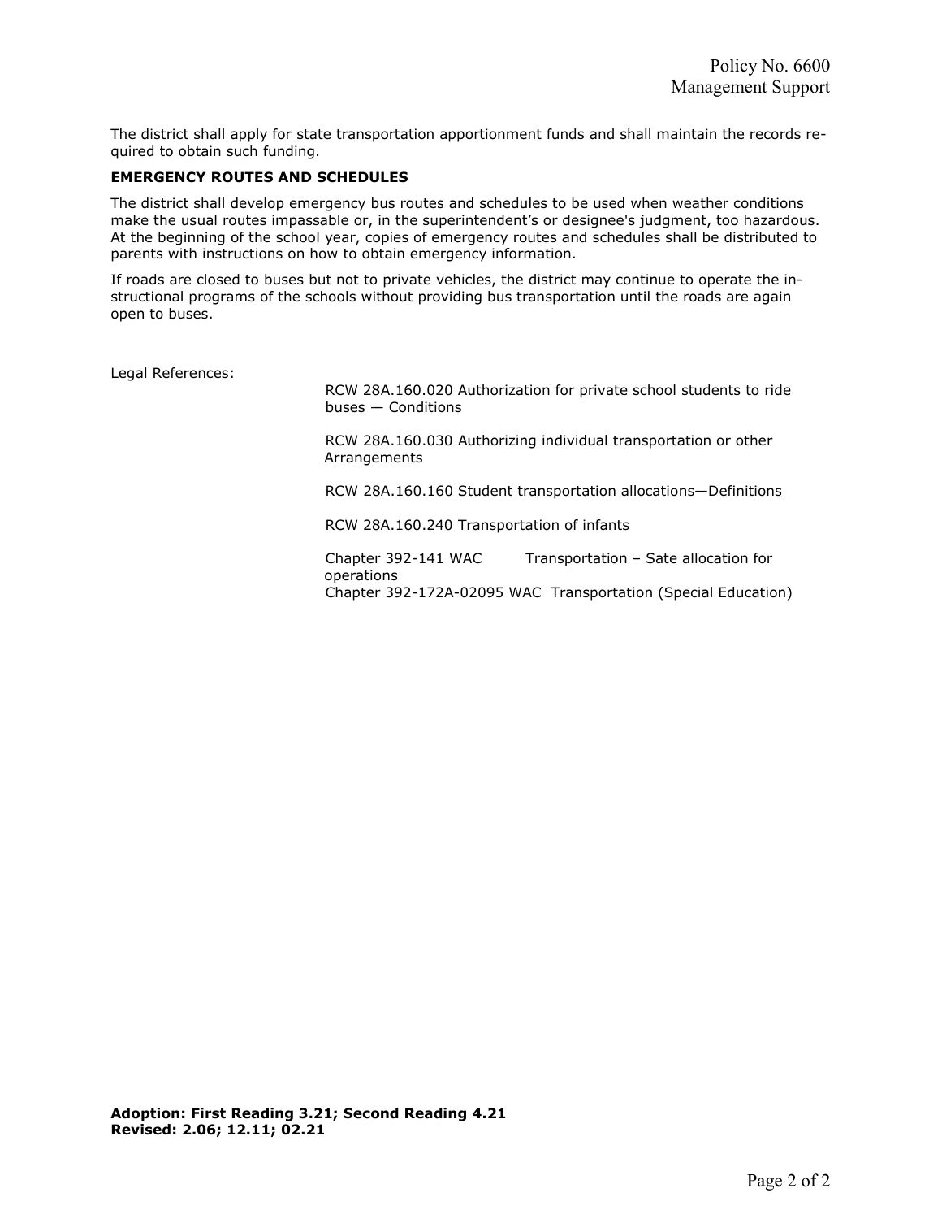The district shall apply for state transportation apportionment funds and shall maintain the records required to obtain such funding.

**EMERGENCY ROUTES AND SCHEDULES**

The district shall develop emergency bus routes and schedules to be used when weather conditions make the usual routes impassable or, in the superintendent's or designee's judgment, too hazardous. At the beginning of the school year, copies of emergency routes and schedules shall be distributed to parents with instructions on how to obtain emergency information.

If roads are closed to buses but not to private vehicles, the district may continue to operate the instructional programs of the schools without providing bus transportation until the roads are again open to buses.

Legal References:

RCW 28A.160.020 Authorization for private school students to ride buses — Conditions

RCW 28A.160.030 Authorizing individual transportation or other Arrangements

RCW 28A.160.160 Student transportation allocations—Definitions

RCW 28A.160.240 Transportation of infants

Chapter 392-141 WAC Transportation – Sate allocation for operations

Chapter 392-172A-02095 WAC Transportation (Special Education)

**Adoption: First Reading 3.21; Second Reading 4.21**
**Revised: 2.06; 12.11; 02.21**